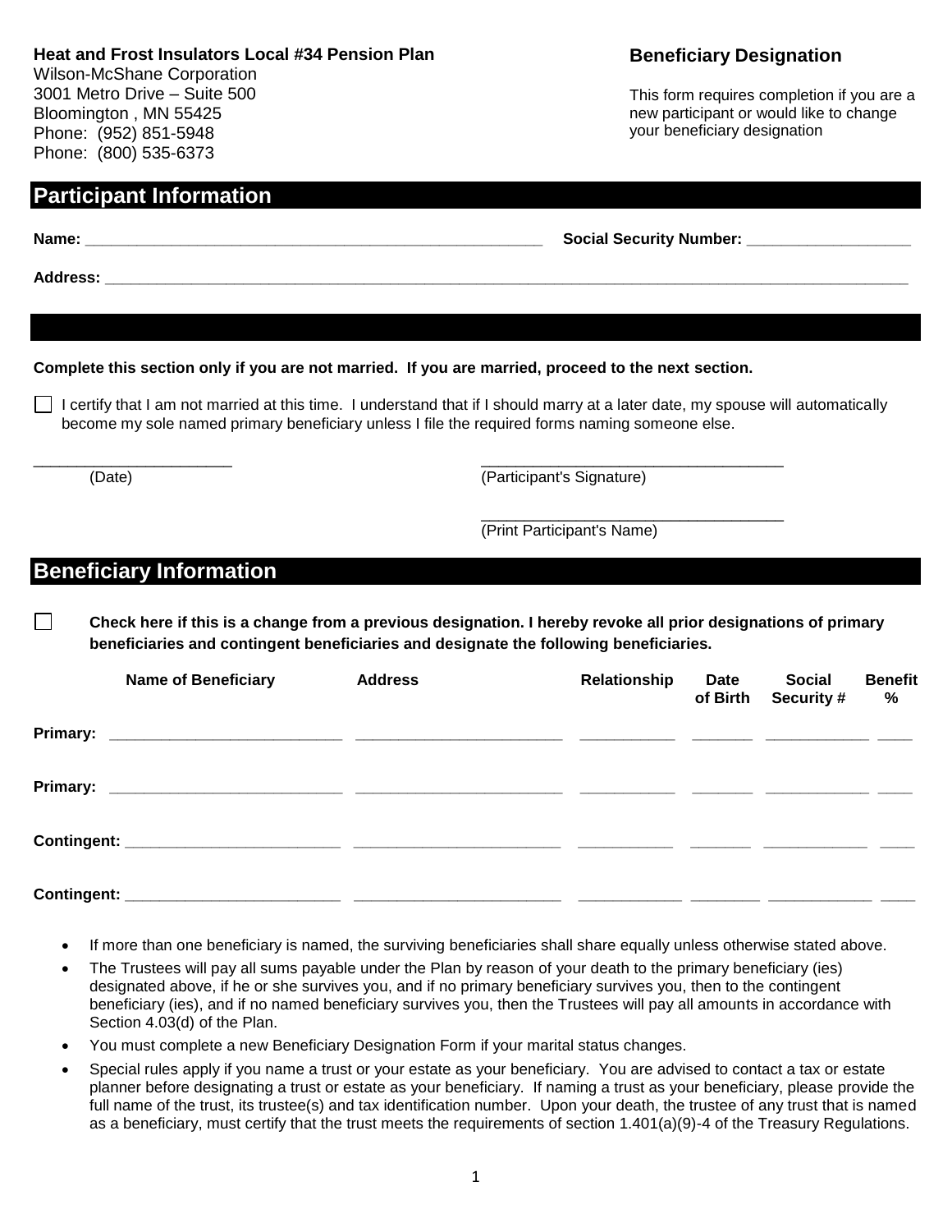**Heat and Frost Insulators Local #34 Pension Plan**
Wilson-McShane Corporation
3001 Metro Drive – Suite 500
Bloomington , MN 55425
Phone: (952) 851-5948
Phone: (800) 535-6373

## Beneficiary Designation

This form requires completion if you are a new participant or would like to change your beneficiary designation

## Participant Information

**Name:** ______________________________________________ **Social Security Number:** ____________________

**Address:** ______________________________________________________________________________

**Complete this section only if you are not married. If you are married, proceed to the next section.**

☐ I certify that I am not married at this time. I understand that if I should marry at a later date, my spouse will automatically become my sole named primary beneficiary unless I file the required forms naming someone else.

______________________ (Date)

____________________________________ (Participant's Signature)

____________________________________ (Print Participant's Name)

## Beneficiary Information

☐ **Check here if this is a change from a previous designation. I hereby revoke all prior designations of primary beneficiaries and contingent beneficiaries and designate the following beneficiaries.**

| | Name of Beneficiary | Address | Relationship | Date of Birth | Social Security # | Benefit % |
|---|---|---|---|---|---|---|
| **Primary:** | | | | | | |
| **Primary:** | | | | | | |
| **Contingent:** | | | | | | |
| **Contingent:** | | | | | | |

- If more than one beneficiary is named, the surviving beneficiaries shall share equally unless otherwise stated above.
- The Trustees will pay all sums payable under the Plan by reason of your death to the primary beneficiary (ies) designated above, if he or she survives you, and if no primary beneficiary survives you, then to the contingent beneficiary (ies), and if no named beneficiary survives you, then the Trustees will pay all amounts in accordance with Section 4.03(d) of the Plan.
- You must complete a new Beneficiary Designation Form if your marital status changes.
- Special rules apply if you name a trust or your estate as your beneficiary. You are advised to contact a tax or estate planner before designating a trust or estate as your beneficiary. If naming a trust as your beneficiary, please provide the full name of the trust, its trustee(s) and tax identification number. Upon your death, the trustee of any trust that is named as a beneficiary, must certify that the trust meets the requirements of section 1.401(a)(9)-4 of the Treasury Regulations.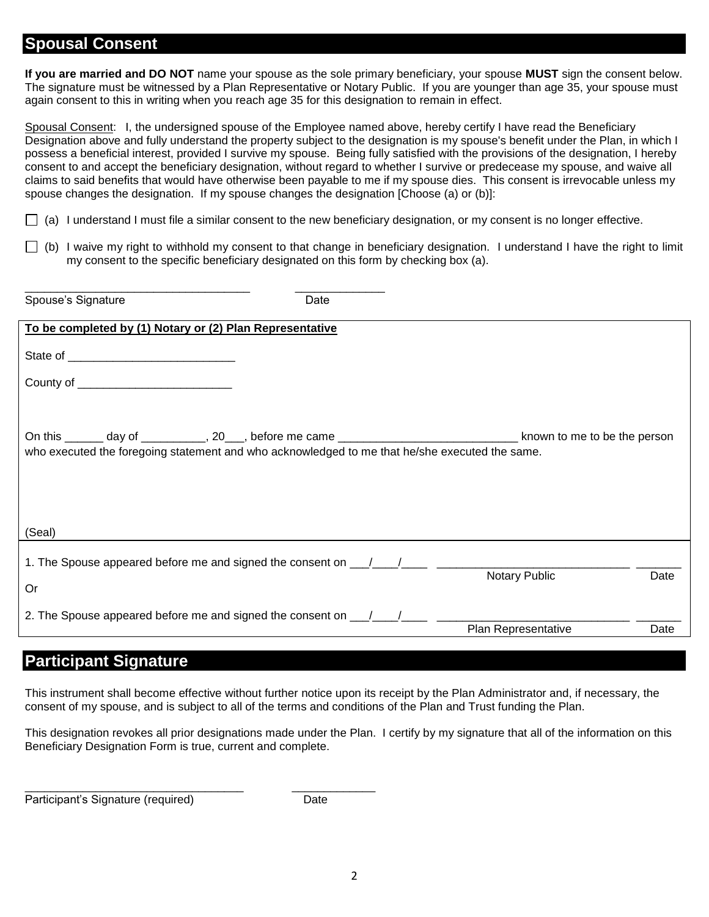## Spousal Consent

**If you are married and DO NOT** name your spouse as the sole primary beneficiary, your spouse **MUST** sign the consent below. The signature must be witnessed by a Plan Representative or Notary Public. If you are younger than age 35, your spouse must again consent to this in writing when you reach age 35 for this designation to remain in effect.

Spousal Consent: I, the undersigned spouse of the Employee named above, hereby certify I have read the Beneficiary Designation above and fully understand the property subject to the designation is my spouse's benefit under the Plan, in which I possess a beneficial interest, provided I survive my spouse. Being fully satisfied with the provisions of the designation, I hereby consent to and accept the beneficiary designation, without regard to whether I survive or predecease my spouse, and waive all claims to said benefits that would have otherwise been payable to me if my spouse dies. This consent is irrevocable unless my spouse changes the designation. If my spouse changes the designation [Choose (a) or (b)]:

☐ (a) I understand I must file a similar consent to the new beneficiary designation, or my consent is no longer effective.

☐ (b) I waive my right to withhold my consent to that change in beneficiary designation. I understand I have the right to limit my consent to the specific beneficiary designated on this form by checking box (a).

___________________________________ ______________
Spouse's Signature Date

**To be completed by (1) Notary or (2) Plan Representative**

State of __________________________

County of ________________________

On this ______ day of __________, 20___, before me came ____________________________ known to me to be the person who executed the foregoing statement and who acknowledged to me that he/she executed the same.

(Seal)

1. The Spouse appeared before me and signed the consent on ___/____/____ ______________________________ _______
Notary Public Date

Or

2. The Spouse appeared before me and signed the consent on ___/____/____ ______________________________ _______
Plan Representative Date

## Participant Signature

This instrument shall become effective without further notice upon its receipt by the Plan Administrator and, if necessary, the consent of my spouse, and is subject to all of the terms and conditions of the Plan and Trust funding the Plan.

This designation revokes all prior designations made under the Plan. I certify by my signature that all of the information on this Beneficiary Designation Form is true, current and complete.

__________________________________ _____________
Participant's Signature (required) Date